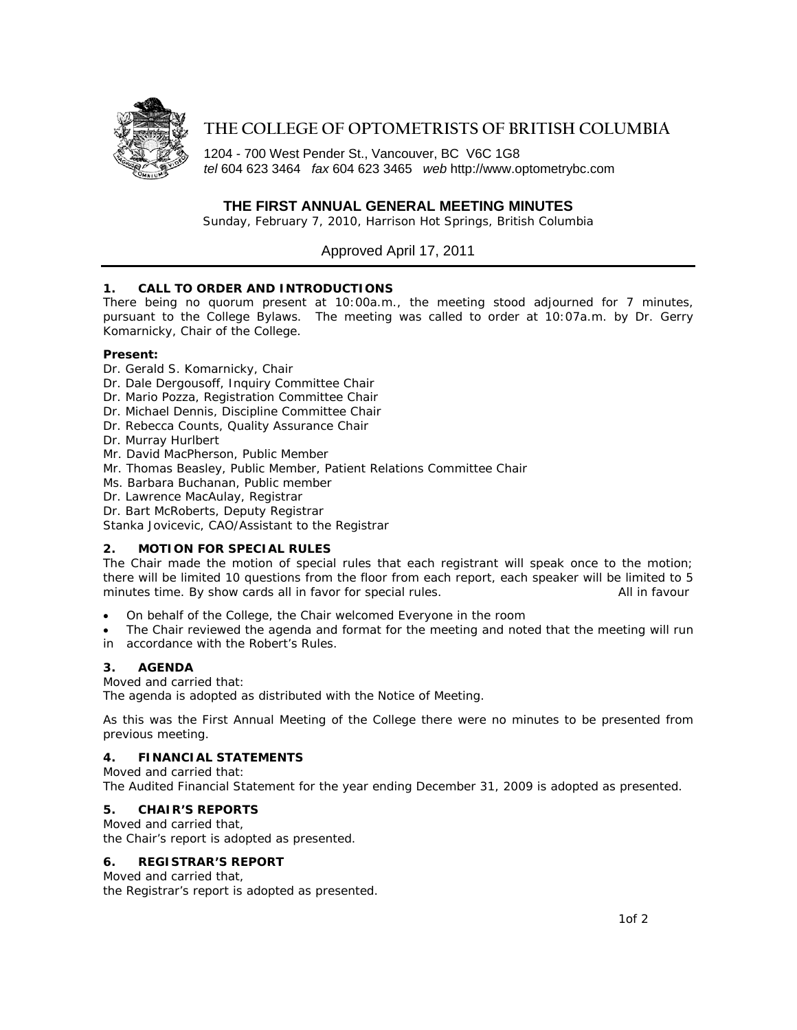# THE COLLEGE OF OPTOMETRISTS OF BRITISH COLUMBIA

1204 - 700 West Pender St., Vancouver, BC V6C 1G8
*tel* 604 623 3464 *fax* 604 623 3465 *web* http://www.optometrybc.com

## THE FIRST ANNUAL GENERAL MEETING MINUTES

Sunday, February 7, 2010, Harrison Hot Springs, British Columbia

Approved April 17, 2011

### 1. CALL TO ORDER AND INTRODUCTIONS

There being no quorum present at 10:00a.m., the meeting stood adjourned for 7 minutes, pursuant to the College Bylaws. The meeting was called to order at 10:07a.m. by Dr. Gerry Komarnicky, Chair of the College.

**Present:**

Dr. Gerald S. Komarnicky, Chair
Dr. Dale Dergousoff, Inquiry Committee Chair
Dr. Mario Pozza, Registration Committee Chair
Dr. Michael Dennis, Discipline Committee Chair
Dr. Rebecca Counts, Quality Assurance Chair
Dr. Murray Hurlbert
Mr. David MacPherson, Public Member
Mr. Thomas Beasley, Public Member, Patient Relations Committee Chair
Ms. Barbara Buchanan, Public member
Dr. Lawrence MacAulay, Registrar
Dr. Bart McRoberts, Deputy Registrar
Stanka Jovicevic, CAO/Assistant to the Registrar

### 2. MOTION FOR SPECIAL RULES

The Chair made the motion of special rules that each registrant will speak once to the motion; there will be limited 10 questions from the floor from each report, each speaker will be limited to 5 minutes time. By show cards all in favor for special rules. All in favour

- On behalf of the College, the Chair welcomed Everyone in the room
- The Chair reviewed the agenda and format for the meeting and noted that the meeting will run in accordance with the Robert's Rules.

### 3. AGENDA

Moved and carried that:
The agenda is adopted as distributed with the Notice of Meeting.

As this was the First Annual Meeting of the College there were no minutes to be presented from previous meeting.

### 4. FINANCIAL STATEMENTS

Moved and carried that:
The Audited Financial Statement for the year ending December 31, 2009 is adopted as presented.

### 5. CHAIR'S REPORTS

Moved and carried that,
the Chair's report is adopted as presented.

### 6. REGISTRAR'S REPORT

Moved and carried that,
the Registrar's report is adopted as presented.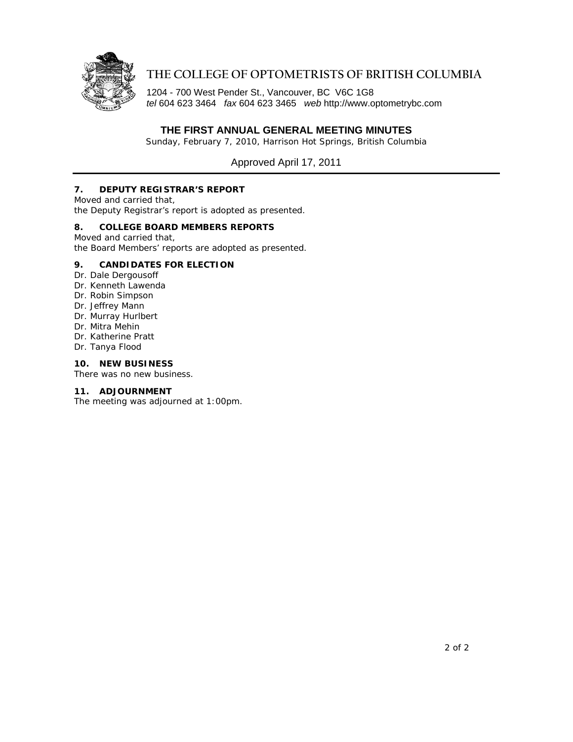# THE COLLEGE OF OPTOMETRISTS OF BRITISH COLUMBIA

1204 - 700 West Pender St., Vancouver, BC V6C 1G8
*tel* 604 623 3464 *fax* 604 623 3465 *web* http://www.optometrybc.com

## THE FIRST ANNUAL GENERAL MEETING MINUTES

Sunday, February 7, 2010, Harrison Hot Springs, British Columbia

Approved April 17, 2011

### 7. DEPUTY REGISTRAR'S REPORT

Moved and carried that,
the Deputy Registrar's report is adopted as presented.

### 8. COLLEGE BOARD MEMBERS REPORTS

Moved and carried that,
the Board Members' reports are adopted as presented.

### 9. CANDIDATES FOR ELECTION

Dr. Dale Dergousoff
Dr. Kenneth Lawenda
Dr. Robin Simpson
Dr. Jeffrey Mann
Dr. Murray Hurlbert
Dr. Mitra Mehin
Dr. Katherine Pratt
Dr. Tanya Flood

### 10. NEW BUSINESS

There was no new business.

### 11. ADJOURNMENT

The meeting was adjourned at 1:00pm.